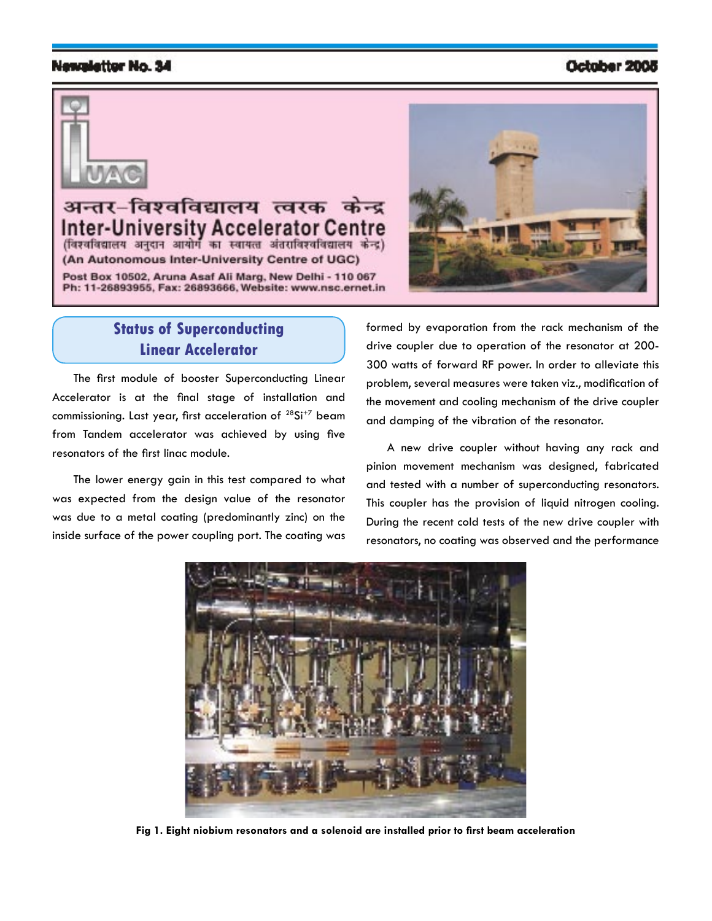Newsletter No. 34

October 2005

अन्तर-विश्वविद्यालय त्वरक केन्द्र

# Inter-University Accelerator Centre

(विश्वविद्यालय अनुदान आयोग का स्वायत्त अंतराविश्वविद्यालय केन्द्र)

(An Autonomous Inter-University Centre of UGC)

Post Box 10502, Aruna Asaf Ali Marg, New Delhi - 110 067
Ph: 11-26893955, Fax: 26893666, Website: www.nsc.ernet.in

## Status of Superconducting Linear Accelerator

The first module of booster Superconducting Linear Accelerator is at the final stage of installation and commissioning. Last year, first acceleration of $^{28}Si^{+7}$ beam from Tandem accelerator was achieved by using five resonators of the first linac module.

The lower energy gain in this test compared to what was expected from the design value of the resonator was due to a metal coating (predominantly zinc) on the inside surface of the power coupling port. The coating was formed by evaporation from the rack mechanism of the drive coupler due to operation of the resonator at 200-300 watts of forward RF power. In order to alleviate this problem, several measures were taken viz., modification of the movement and cooling mechanism of the drive coupler and damping of the vibration of the resonator.

A new drive coupler without having any rack and pinion movement mechanism was designed, fabricated and tested with a number of superconducting resonators. This coupler has the provision of liquid nitrogen cooling. During the recent cold tests of the new drive coupler with resonators, no coating was observed and the performance

**Fig 1. Eight niobium resonators and a solenoid are installed prior to first beam acceleration**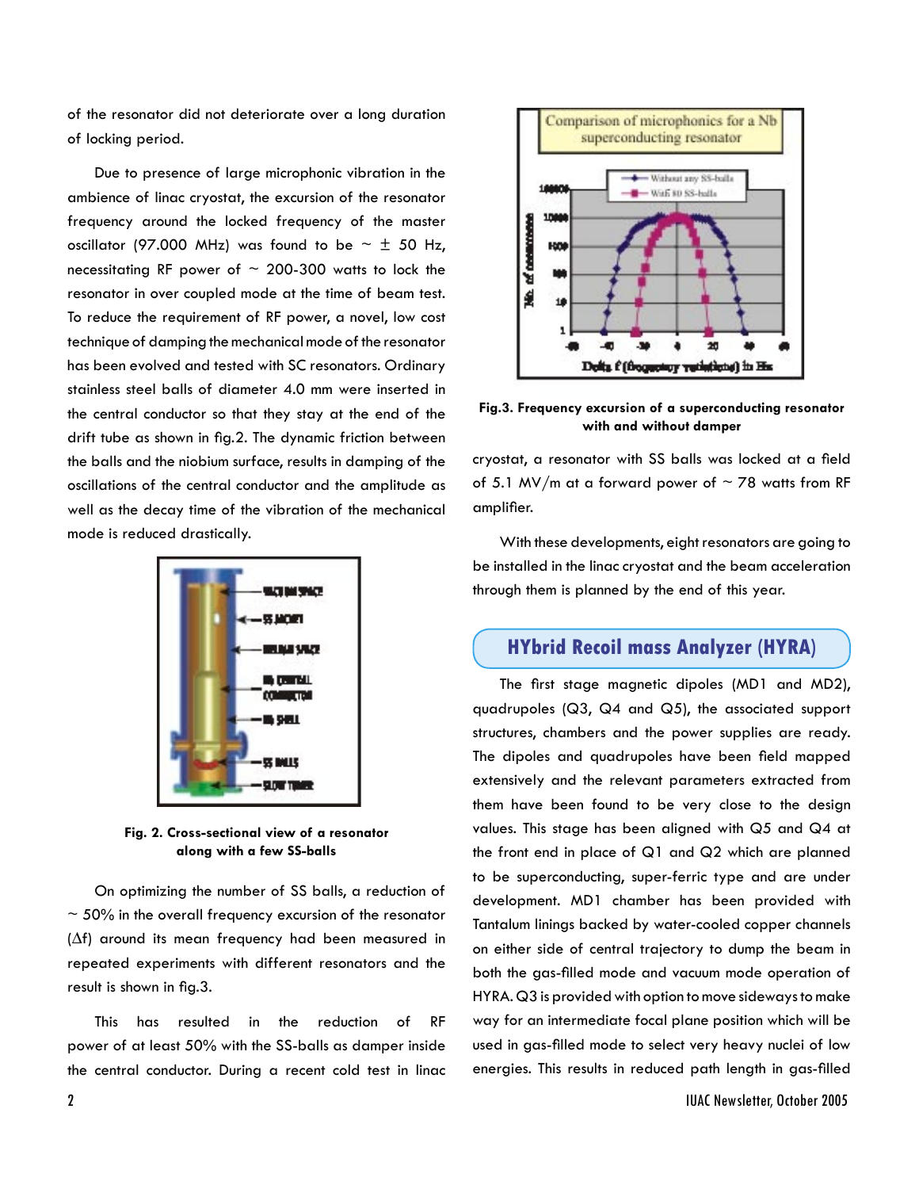of the resonator did not deteriorate over a long duration of locking period.

Due to presence of large microphonic vibration in the ambience of linac cryostat, the excursion of the resonator frequency around the locked frequency of the master oscillator (97.000 MHz) was found to be ~ ± 50 Hz, necessitating RF power of ~ 200-300 watts to lock the resonator in over coupled mode at the time of beam test. To reduce the requirement of RF power, a novel, low cost technique of damping the mechanical mode of the resonator has been evolved and tested with SC resonators. Ordinary stainless steel balls of diameter 4.0 mm were inserted in the central conductor so that they stay at the end of the drift tube as shown in fig.2. The dynamic friction between the balls and the niobium surface, results in damping of the oscillations of the central conductor and the amplitude as well as the decay time of the vibration of the mechanical mode is reduced drastically.

**Fig. 2. Cross-sectional view of a resonator along with a few SS-balls**

On optimizing the number of SS balls, a reduction of ~ 50% in the overall frequency excursion of the resonator ($\Delta f$) around its mean frequency had been measured in repeated experiments with different resonators and the result is shown in fig.3.

This has resulted in the reduction of RF power of at least 50% with the SS-balls as damper inside the central conductor. During a recent cold test in linac cryostat, a resonator with SS balls was locked at a field of 5.1 MV/m at a forward power of ~ 78 watts from RF amplifier.

**Fig.3. Frequency excursion of a superconducting resonator with and without damper**

With these developments, eight resonators are going to be installed in the linac cryostat and the beam acceleration through them is planned by the end of this year.

## HYbrid Recoil mass Analyzer (HYRA)

The first stage magnetic dipoles (MD1 and MD2), quadrupoles (Q3, Q4 and Q5), the associated support structures, chambers and the power supplies are ready. The dipoles and quadrupoles have been field mapped extensively and the relevant parameters extracted from them have been found to be very close to the design values. This stage has been aligned with Q5 and Q4 at the front end in place of Q1 and Q2 which are planned to be superconducting, super-ferric type and are under development. MD1 chamber has been provided with Tantalum linings backed by water-cooled copper channels on either side of central trajectory to dump the beam in both the gas-filled mode and vacuum mode operation of HYRA. Q3 is provided with option to move sideways to make way for an intermediate focal plane position which will be used in gas-filled mode to select very heavy nuclei of low energies. This results in reduced path length in gas-filled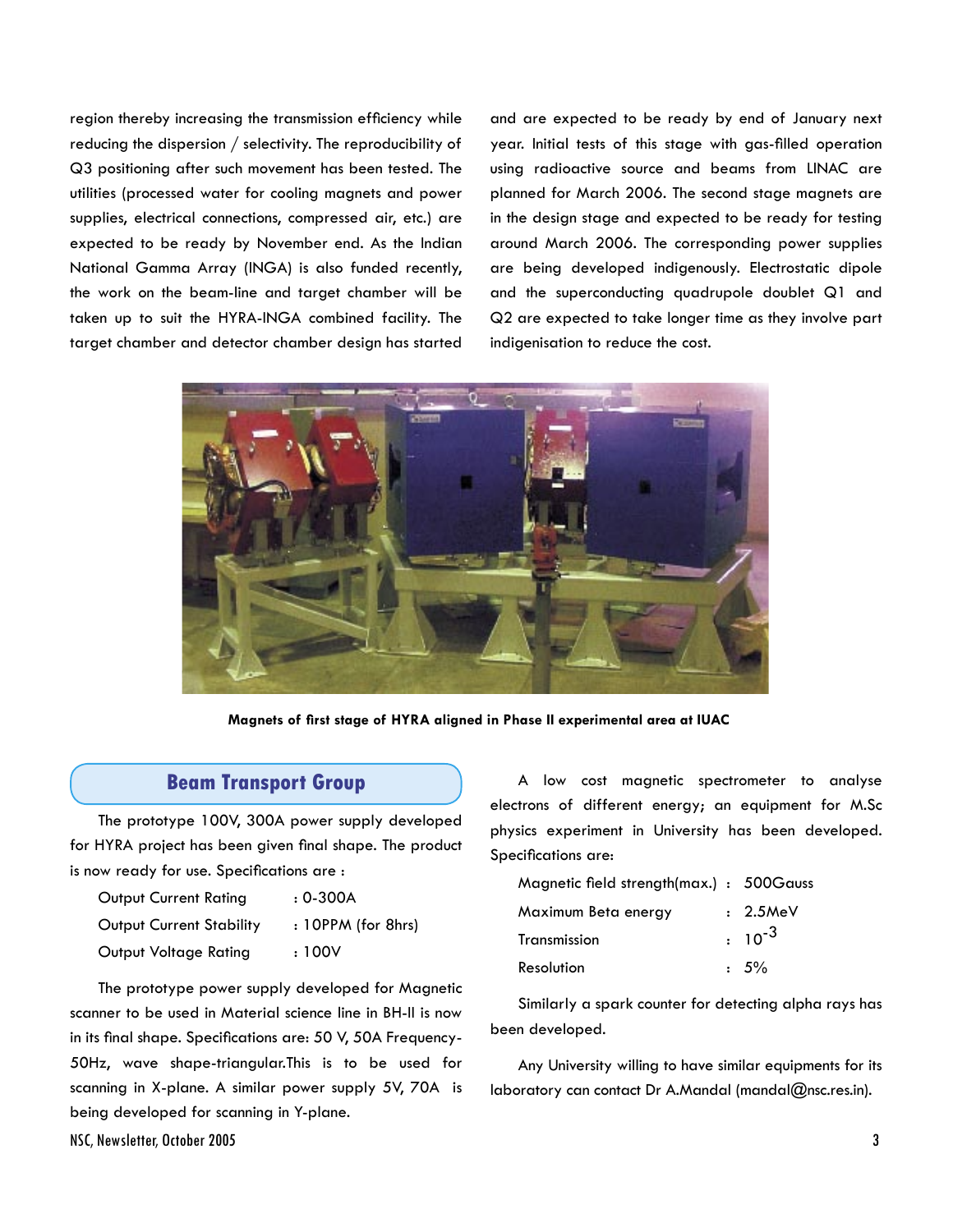region thereby increasing the transmission efficiency while reducing the dispersion / selectivity. The reproducibility of Q3 positioning after such movement has been tested. The utilities (processed water for cooling magnets and power supplies, electrical connections, compressed air, etc.) are expected to be ready by November end. As the Indian National Gamma Array (INGA) is also funded recently, the work on the beam-line and target chamber will be taken up to suit the HYRA-INGA combined facility. The target chamber and detector chamber design has started and are expected to be ready by end of January next year. Initial tests of this stage with gas-filled operation using radioactive source and beams from LINAC are planned for March 2006. The second stage magnets are in the design stage and expected to be ready for testing around March 2006. The corresponding power supplies are being developed indigenously. Electrostatic dipole and the superconducting quadrupole doublet Q1 and Q2 are expected to take longer time as they involve part indigenisation to reduce the cost.

**Magnets of first stage of HYRA aligned in Phase II experimental area at IUAC**

## Beam Transport Group

The prototype 100V, 300A power supply developed for HYRA project has been given final shape. The product is now ready for use. Specifications are :

| | |
|---|---|
| Output Current Rating | : 0-300A |
| Output Current Stability | : 10PPM (for 8hrs) |
| Output Voltage Rating | : 100V |

The prototype power supply developed for Magnetic scanner to be used in Material science line in BH-II is now in its final shape. Specifications are: 50 V, 50A Frequency-50Hz, wave shape-triangular.This is to be used for scanning in X-plane. A similar power supply 5V, 70A is being developed for scanning in Y-plane.

A low cost magnetic spectrometer to analyse electrons of different energy; an equipment for M.Sc physics experiment in University has been developed. Specifications are:

| | |
|---|---|
| Magnetic field strength(max.) | : 500Gauss |
| Maximum Beta energy | : 2.5MeV |
| Transmission | : $10^{-3}$ |
| Resolution | : 5% |

Similarly a spark counter for detecting alpha rays has been developed.

Any University willing to have similar equipments for its laboratory can contact Dr A.Mandal (mandal@nsc.res.in).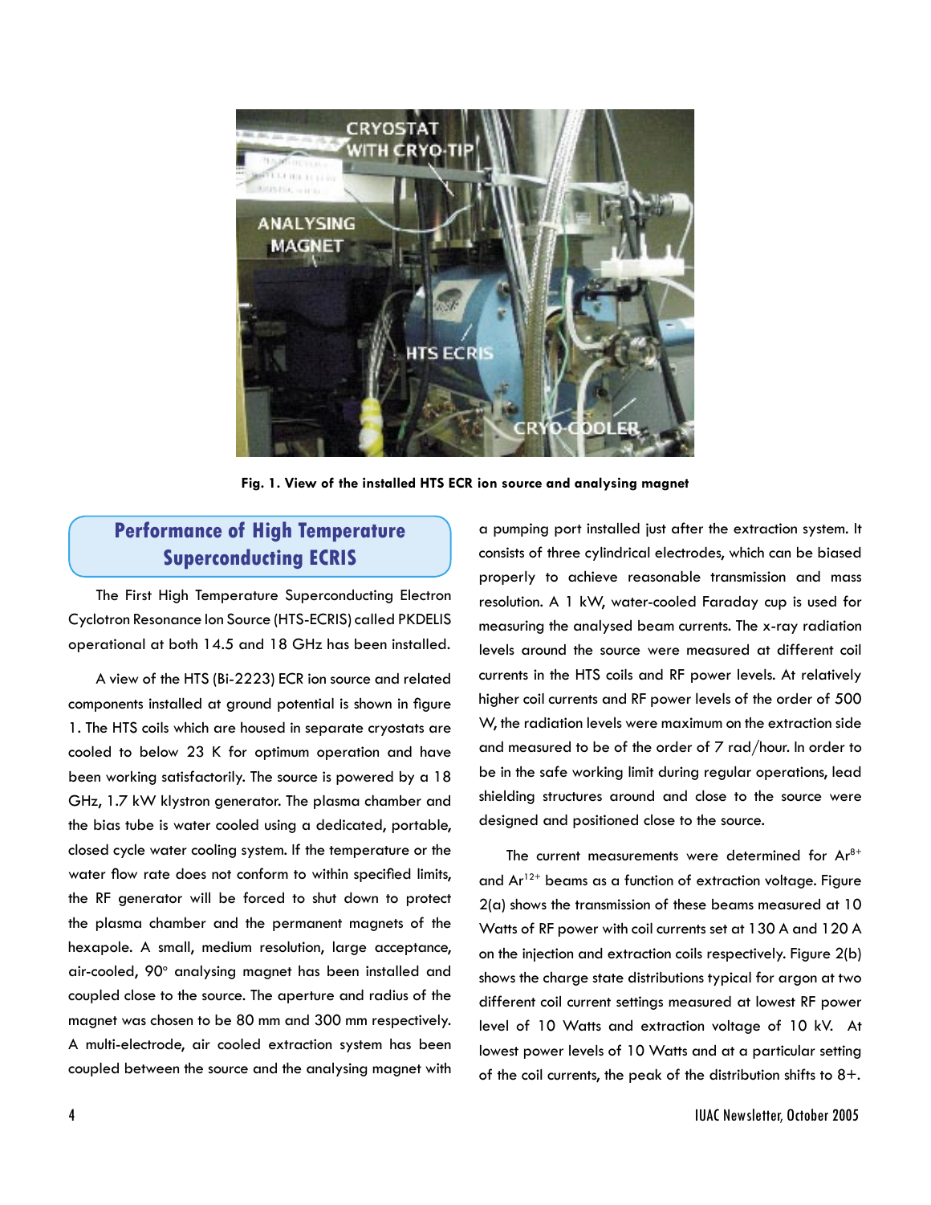Fig. 1. View of the installed HTS ECR ion source and analysing magnet

## Performance of High Temperature Superconducting ECRIS

The First High Temperature Superconducting Electron Cyclotron Resonance Ion Source (HTS-ECRIS) called PKDELIS operational at both 14.5 and 18 GHz has been installed.

A view of the HTS (Bi-2223) ECR ion source and related components installed at ground potential is shown in figure 1. The HTS coils which are housed in separate cryostats are cooled to below 23 K for optimum operation and have been working satisfactorily. The source is powered by a 18 GHz, 1.7 kW klystron generator. The plasma chamber and the bias tube is water cooled using a dedicated, portable, closed cycle water cooling system. If the temperature or the water flow rate does not conform to within specified limits, the RF generator will be forced to shut down to protect the plasma chamber and the permanent magnets of the hexapole. A small, medium resolution, large acceptance, air-cooled, 90° analysing magnet has been installed and coupled close to the source. The aperture and radius of the magnet was chosen to be 80 mm and 300 mm respectively. A multi-electrode, air cooled extraction system has been coupled between the source and the analysing magnet with a pumping port installed just after the extraction system. It consists of three cylindrical electrodes, which can be biased properly to achieve reasonable transmission and mass resolution. A 1 kW, water-cooled Faraday cup is used for measuring the analysed beam currents. The x-ray radiation levels around the source were measured at different coil currents in the HTS coils and RF power levels. At relatively higher coil currents and RF power levels of the order of 500 W, the radiation levels were maximum on the extraction side and measured to be of the order of 7 rad/hour. In order to be in the safe working limit during regular operations, lead shielding structures around and close to the source were designed and positioned close to the source.

The current measurements were determined for $Ar^{8+}$ and $Ar^{12+}$ beams as a function of extraction voltage. Figure 2(a) shows the transmission of these beams measured at 10 Watts of RF power with coil currents set at 130 A and 120 A on the injection and extraction coils respectively. Figure 2(b) shows the charge state distributions typical for argon at two different coil current settings measured at lowest RF power level of 10 Watts and extraction voltage of 10 kV. At lowest power levels of 10 Watts and at a particular setting of the coil currents, the peak of the distribution shifts to 8+.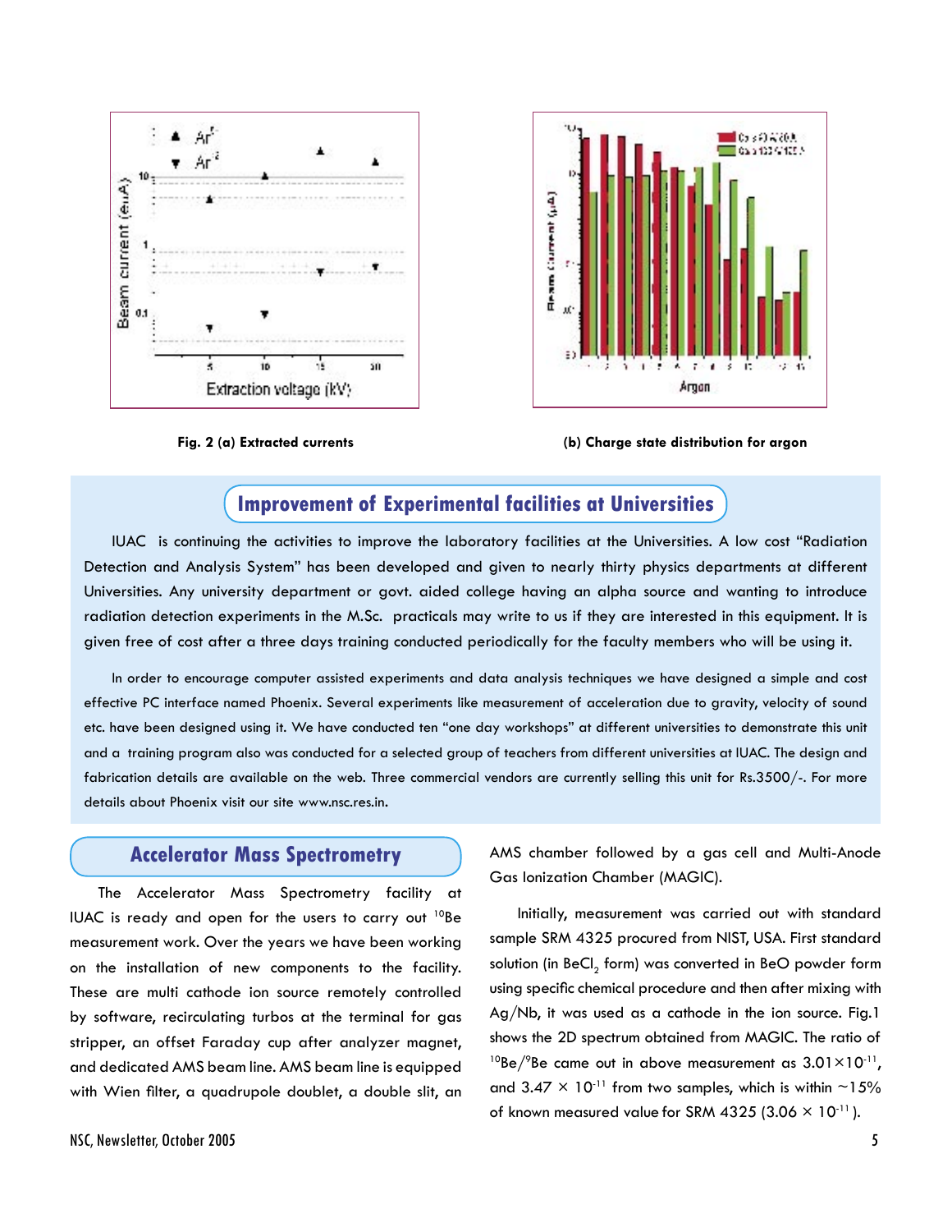Fig. 2 (a) Extracted currents

(b) Charge state distribution for argon

## Improvement of Experimental facilities at Universities

IUAC is continuing the activities to improve the laboratory facilities at the Universities. A low cost "Radiation Detection and Analysis System" has been developed and given to nearly thirty physics departments at different Universities. Any university department or govt. aided college having an alpha source and wanting to introduce radiation detection experiments in the M.Sc. practicals may write to us if they are interested in this equipment. It is given free of cost after a three days training conducted periodically for the faculty members who will be using it.

In order to encourage computer assisted experiments and data analysis techniques we have designed a simple and cost effective PC interface named Phoenix. Several experiments like measurement of acceleration due to gravity, velocity of sound etc. have been designed using it. We have conducted ten "one day workshops" at different universities to demonstrate this unit and a training program also was conducted for a selected group of teachers from different universities at IUAC. The design and fabrication details are available on the web. Three commercial vendors are currently selling this unit for Rs.3500/-. For more details about Phoenix visit our site www.nsc.res.in.

## Accelerator Mass Spectrometry

The Accelerator Mass Spectrometry facility at IUAC is ready and open for the users to carry out $^{10}Be$ measurement work. Over the years we have been working on the installation of new components to the facility. These are multi cathode ion source remotely controlled by software, recirculating turbos at the terminal for gas stripper, an offset Faraday cup after analyzer magnet, and dedicated AMS beam line. AMS beam line is equipped with Wien filter, a quadrupole doublet, a double slit, an AMS chamber followed by a gas cell and Multi-Anode Gas Ionization Chamber (MAGIC).

Initially, measurement was carried out with standard sample SRM 4325 procured from NIST, USA. First standard solution (in $BeCl_2$ form) was converted in BeO powder form using specific chemical procedure and then after mixing with Ag/Nb, it was used as a cathode in the ion source. Fig.1 shows the 2D spectrum obtained from MAGIC. The ratio of $^{10}Be/^{9}Be$ came out in above measurement as $3.01\times10^{-11}$, and $3.47 \times 10^{-11}$ from two samples, which is within ~15% of known measured value for SRM 4325 ($3.06 \times 10^{-11}$).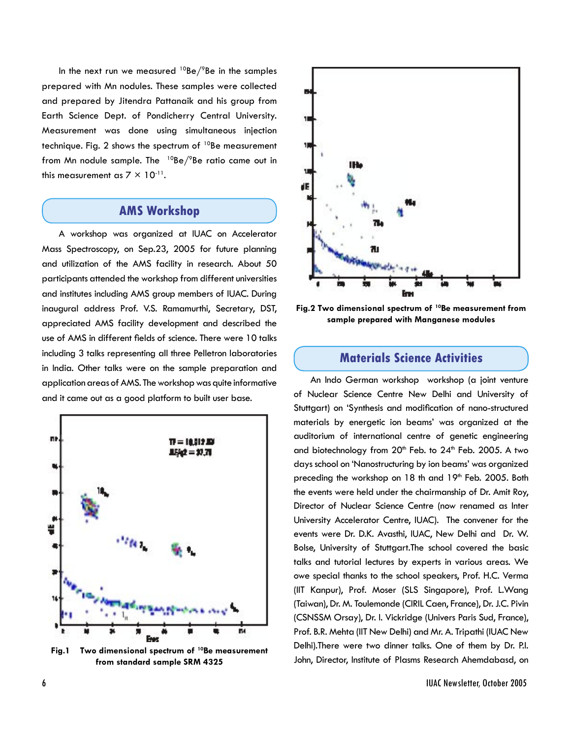In the next run we measured $^{10}Be/^{9}Be$ in the samples prepared with Mn nodules. These samples were collected and prepared by Jitendra Pattanaik and his group from Earth Science Dept. of Pondicherry Central University. Measurement was done using simultaneous injection technique. Fig. 2 shows the spectrum of $^{10}Be$ measurement from Mn nodule sample. The $^{10}Be/^{9}Be$ ratio came out in this measurement as $7 \times 10^{-11}$.

## AMS Workshop

A workshop was organized at IUAC on Accelerator Mass Spectroscopy, on Sep.23, 2005 for future planning and utilization of the AMS facility in research. About 50 participants attended the workshop from different universities and institutes including AMS group members of IUAC. During inaugural address Prof. V.S. Ramamurthi, Secretary, DST, appreciated AMS facility development and described the use of AMS in different fields of science. There were 10 talks including 3 talks representing all three Pelletron laboratories in India. Other talks were on the sample preparation and application areas of AMS. The workshop was quite informative and it came out as a good platform to built user base.

**Fig.1 Two dimensional spectrum of $^{10}Be$ measurement from standard sample SRM 4325**

**Fig.2 Two dimensional spectrum of $^{10}Be$ measurement from sample prepared with Manganese modules**

## Materials Science Activities

An Indo German workshop workshop (a joint venture of Nuclear Science Centre New Delhi and University of Stuttgart) on 'Synthesis and modification of nano-structured materials by energetic ion beams' was organized at the auditorium of international centre of genetic engineering and biotechnology from 20th Feb. to 24th Feb. 2005. A two days school on 'Nanostructuring by ion beams' was organized preceding the workshop on 18 th and 19th Feb. 2005. Both the events were held under the chairmanship of Dr. Amit Roy, Director of Nuclear Science Centre (now renamed as Inter University Accelerator Centre, IUAC). The convener for the events were Dr. D.K. Avasthi, IUAC, New Delhi and Dr. W. Bolse, University of Stuttgart.The school covered the basic talks and tutorial lectures by experts in various areas. We owe special thanks to the school speakers, Prof. H.C. Verma (IIT Kanpur), Prof. Moser (SLS Singapore), Prof. L.Wang (Taiwan), Dr. M. Toulemonde (CIRIL Caen, France), Dr. J.C. Pivin (CSNSSM Orsay), Dr. I. Vickridge (Univers Paris Sud, France), Prof. B.R. Mehta (IIT New Delhi) and Mr. A. Tripathi (IUAC New Delhi).There were two dinner talks. One of them by Dr. P.I. John, Director, Institute of Plasms Research Ahemdabasd, on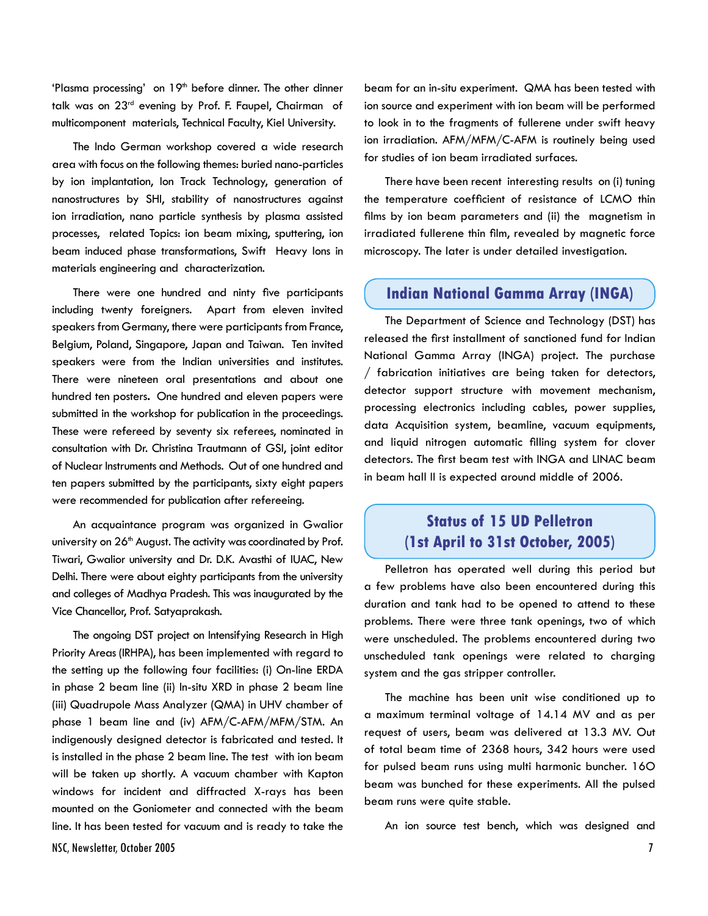'Plasma processing' on 19th before dinner. The other dinner talk was on 23rd evening by Prof. F. Faupel, Chairman of multicomponent materials, Technical Faculty, Kiel University.

The Indo German workshop covered a wide research area with focus on the following themes: buried nano-particles by ion implantation, Ion Track Technology, generation of nanostructures by SHI, stability of nanostructures against ion irradiation, nano particle synthesis by plasma assisted processes, related Topics: ion beam mixing, sputtering, ion beam induced phase transformations, Swift Heavy Ions in materials engineering and characterization.

There were one hundred and ninty five participants including twenty foreigners. Apart from eleven invited speakers from Germany, there were participants from France, Belgium, Poland, Singapore, Japan and Taiwan. Ten invited speakers were from the Indian universities and institutes. There were nineteen oral presentations and about one hundred ten posters. One hundred and eleven papers were submitted in the workshop for publication in the proceedings. These were refereed by seventy six referees, nominated in consultation with Dr. Christina Trautmann of GSI, joint editor of Nuclear Instruments and Methods. Out of one hundred and ten papers submitted by the participants, sixty eight papers were recommended for publication after refereeing.

An acquaintance program was organized in Gwalior university on 26th August. The activity was coordinated by Prof. Tiwari, Gwalior university and Dr. D.K. Avasthi of IUAC, New Delhi. There were about eighty participants from the university and colleges of Madhya Pradesh. This was inaugurated by the Vice Chancellor, Prof. Satyaprakash.

The ongoing DST project on Intensifying Research in High Priority Areas (IRHPA), has been implemented with regard to the setting up the following four facilities: (i) On-line ERDA in phase 2 beam line (ii) In-situ XRD in phase 2 beam line (iii) Quadrupole Mass Analyzer (QMA) in UHV chamber of phase 1 beam line and (iv) AFM/C-AFM/MFM/STM. An indigenously designed detector is fabricated and tested. It is installed in the phase 2 beam line. The test with ion beam will be taken up shortly. A vacuum chamber with Kapton windows for incident and diffracted X-rays has been mounted on the Goniometer and connected with the beam line. It has been tested for vacuum and is ready to take the beam for an in-situ experiment. QMA has been tested with ion source and experiment with ion beam will be performed to look in to the fragments of fullerene under swift heavy ion irradiation. AFM/MFM/C-AFM is routinely being used for studies of ion beam irradiated surfaces.

There have been recent interesting results on (i) tuning the temperature coefficient of resistance of LCMO thin films by ion beam parameters and (ii) the magnetism in irradiated fullerene thin film, revealed by magnetic force microscopy. The later is under detailed investigation.

## Indian National Gamma Array (INGA)

The Department of Science and Technology (DST) has released the first installment of sanctioned fund for Indian National Gamma Array (INGA) project. The purchase / fabrication initiatives are being taken for detectors, detector support structure with movement mechanism, processing electronics including cables, power supplies, data Acquisition system, beamline, vacuum equipments, and liquid nitrogen automatic filling system for clover detectors. The first beam test with INGA and LINAC beam in beam hall II is expected around middle of 2006.

## Status of 15 UD Pelletron (1st April to 31st October, 2005)

Pelletron has operated well during this period but a few problems have also been encountered during this duration and tank had to be opened to attend to these problems. There were three tank openings, two of which were unscheduled. The problems encountered during two unscheduled tank openings were related to charging system and the gas stripper controller.

The machine has been unit wise conditioned up to a maximum terminal voltage of 14.14 MV and as per request of users, beam was delivered at 13.3 MV. Out of total beam time of 2368 hours, 342 hours were used for pulsed beam runs using multi harmonic buncher. 16O beam was bunched for these experiments. All the pulsed beam runs were quite stable.

An ion source test bench, which was designed and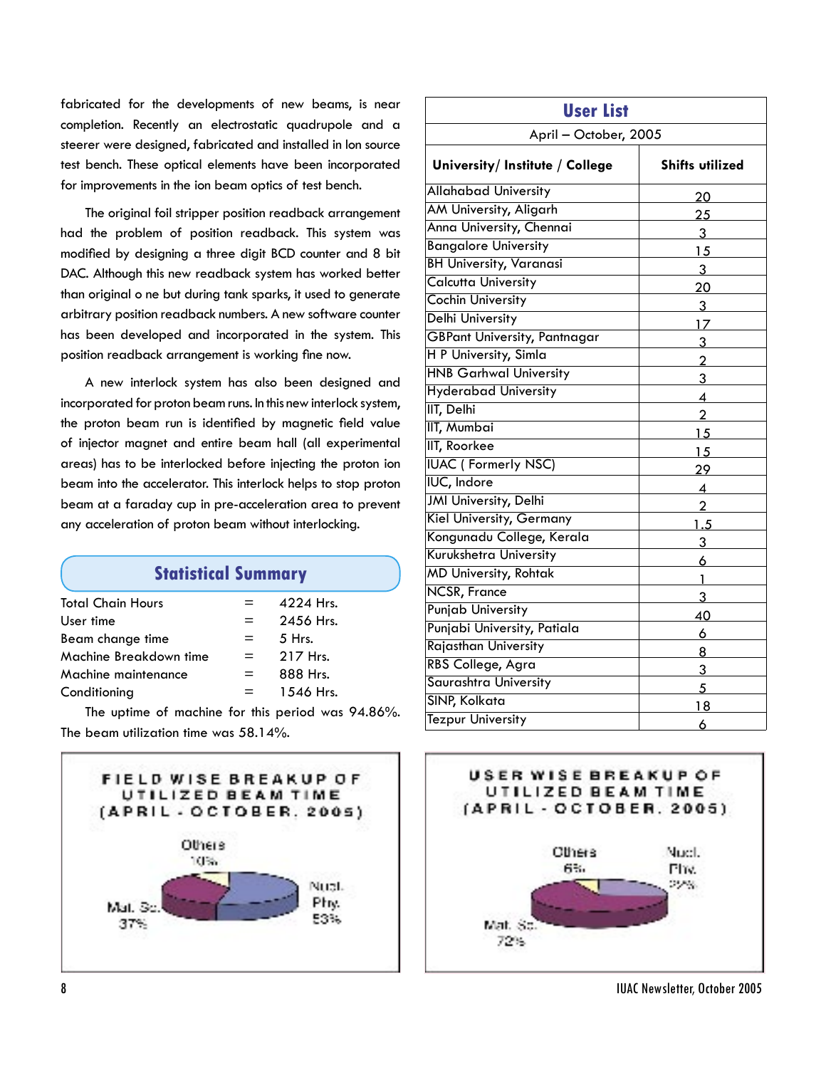fabricated for the developments of new beams, is near completion. Recently an electrostatic quadrupole and a steerer were designed, fabricated and installed in Ion source test bench. These optical elements have been incorporated for improvements in the ion beam optics of test bench.

The original foil stripper position readback arrangement had the problem of position readback. This system was modified by designing a three digit BCD counter and 8 bit DAC. Although this new readback system has worked better than original o ne but during tank sparks, it used to generate arbitrary position readback numbers. A new software counter has been developed and incorporated in the system. This position readback arrangement is working fine now.

A new interlock system has also been designed and incorporated for proton beam runs. In this new interlock system, the proton beam run is identified by magnetic field value of injector magnet and entire beam hall (all experimental areas) has to be interlocked before injecting the proton ion beam into the accelerator. This interlock helps to stop proton beam at a faraday cup in pre-acceleration area to prevent any acceleration of proton beam without interlocking.

## Statistical Summary

| | | |
|---|---|---|
| Total Chain Hours | = | 4224 Hrs. |
| User time | = | 2456 Hrs. |
| Beam change time | = | 5 Hrs. |
| Machine Breakdown time | = | 217 Hrs. |
| Machine maintenance | = | 888 Hrs. |
| Conditioning | = | 1546 Hrs. |

The uptime of machine for this period was 94.86%. The beam utilization time was 58.14%.

## User List

April – October, 2005

| University/ Institute / College | Shifts utilized |
|---|---|
| Allahabad University | 20 |
| AM University, Aligarh | 25 |
| Anna University, Chennai | 3 |
| Bangalore University | 15 |
| BH University, Varanasi | 3 |
| Calcutta University | 20 |
| Cochin University | 3 |
| Delhi University | 17 |
| GBPant University, Pantnagar | 3 |
| H P University, Simla | 2 |
| HNB Garhwal University | 3 |
| Hyderabad University | 4 |
| IIT, Delhi | 2 |
| IIT, Mumbai | 15 |
| IIT, Roorkee | 15 |
| IUAC ( Formerly NSC) | 29 |
| IUC, Indore | 4 |
| JMI University, Delhi | 2 |
| Kiel University, Germany | 1.5 |
| Kongunadu College, Kerala | 3 |
| Kurukshetra University | 6 |
| MD University, Rohtak | 1 |
| NCSR, France | 3 |
| Punjab University | 40 |
| Punjabi University, Patiala | 6 |
| Rajasthan University | 8 |
| RBS College, Agra | 3 |
| Saurashtra University | 5 |
| SINP, Kolkata | 18 |
| Tezpur University | 6 |

FIELD WISE BREAKUP OF UTILIZED BEAM TIME (APRIL - OCTOBER, 2005)

Others 10%

Nucl. Phy. 53%

Mat. Sc. 37%

USER WISE BREAKUP OF UTILIZED BEAM TIME (APRIL - OCTOBER, 2005)

Others 6%

Nucl. Phy. 22%

Mat. Sc. 72%